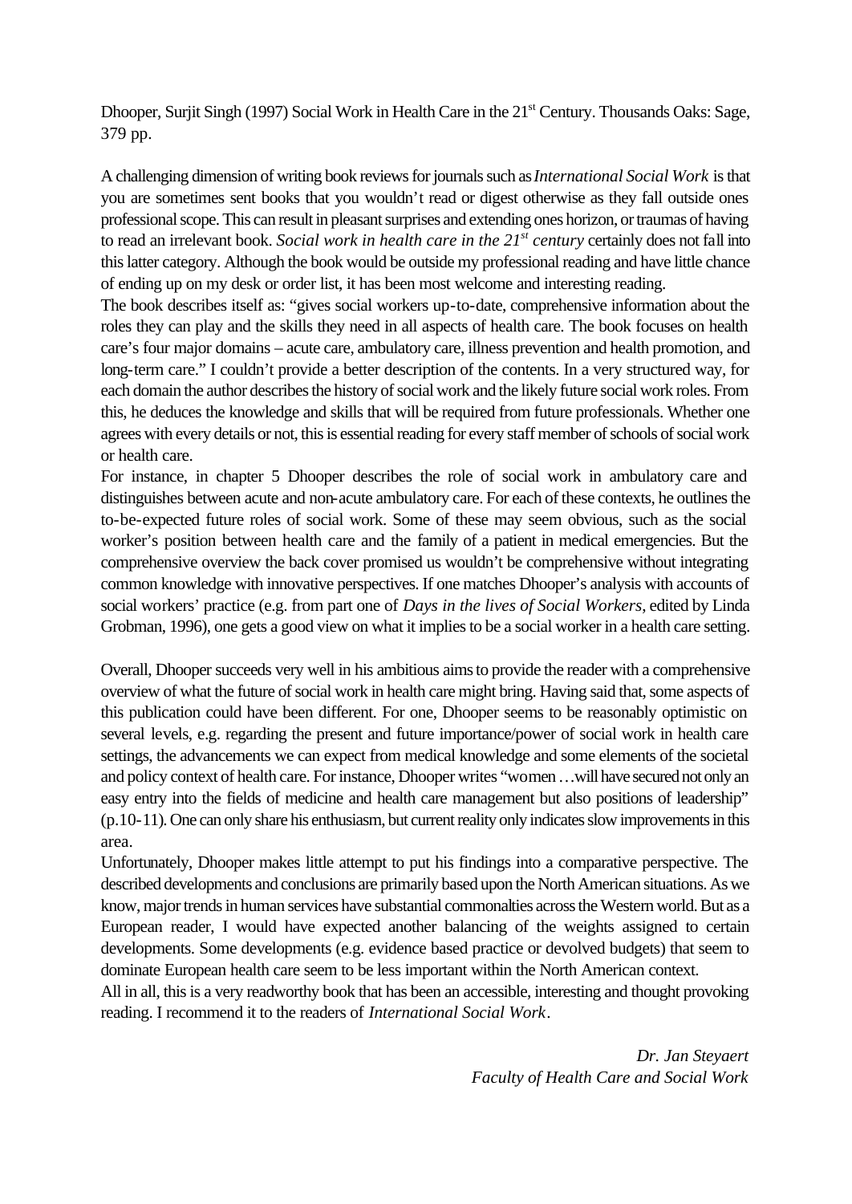Dhooper, Surjit Singh (1997) Social Work in Health Care in the 21st Century. Thousands Oaks: Sage, 379 pp.

A challenging dimension of writing book reviews for journals such as *International Social Work* is that you are sometimes sent books that you wouldn't read or digest otherwise as they fall outside ones professional scope. This can result in pleasant surprises and extending ones horizon, or traumas of having to read an irrelevant book. *Social work in health care in the 21st century* certainly does not fall into this latter category. Although the book would be outside my professional reading and have little chance of ending up on my desk or order list, it has been most welcome and interesting reading.

The book describes itself as: "gives social workers up-to-date, comprehensive information about the roles they can play and the skills they need in all aspects of health care. The book focuses on health care's four major domains – acute care, ambulatory care, illness prevention and health promotion, and long-term care." I couldn't provide a better description of the contents. In a very structured way, for each domain the author describes the history of social work and the likely future social work roles. From this, he deduces the knowledge and skills that will be required from future professionals. Whether one agrees with every details or not, this is essential reading for every staff member of schools of social work or health care.

For instance, in chapter 5 Dhooper describes the role of social work in ambulatory care and distinguishes between acute and non-acute ambulatory care. For each of these contexts, he outlines the to-be-expected future roles of social work. Some of these may seem obvious, such as the social worker's position between health care and the family of a patient in medical emergencies. But the comprehensive overview the back cover promised us wouldn't be comprehensive without integrating common knowledge with innovative perspectives. If one matches Dhooper's analysis with accounts of social workers' practice (e.g. from part one of *Days in the lives of Social Workers*, edited by Linda Grobman, 1996), one gets a good view on what it implies to be a social worker in a health care setting.

Overall, Dhooper succeeds very well in his ambitious aims to provide the reader with a comprehensive overview of what the future of social work in health care might bring. Having said that, some aspects of this publication could have been different. For one, Dhooper seems to be reasonably optimistic on several levels, e.g. regarding the present and future importance/power of social work in health care settings, the advancements we can expect from medical knowledge and some elements of the societal and policy context of health care. For instance, Dhooper writes "women …will have secured not only an easy entry into the fields of medicine and health care management but also positions of leadership" (p.10-11). One can only share his enthusiasm, but current reality only indicates slow improvements in this area.

Unfortunately, Dhooper makes little attempt to put his findings into a comparative perspective. The described developments and conclusions are primarily based upon the North American situations. As we know, major trends in human services have substantial commonalties across the Western world. But as a European reader, I would have expected another balancing of the weights assigned to certain developments. Some developments (e.g. evidence based practice or devolved budgets) that seem to dominate European health care seem to be less important within the North American context.

All in all, this is a very readworthy book that has been an accessible, interesting and thought provoking reading. I recommend it to the readers of *International Social Work*.

*Dr. Jan Steyaert*
*Faculty of Health Care and Social Work*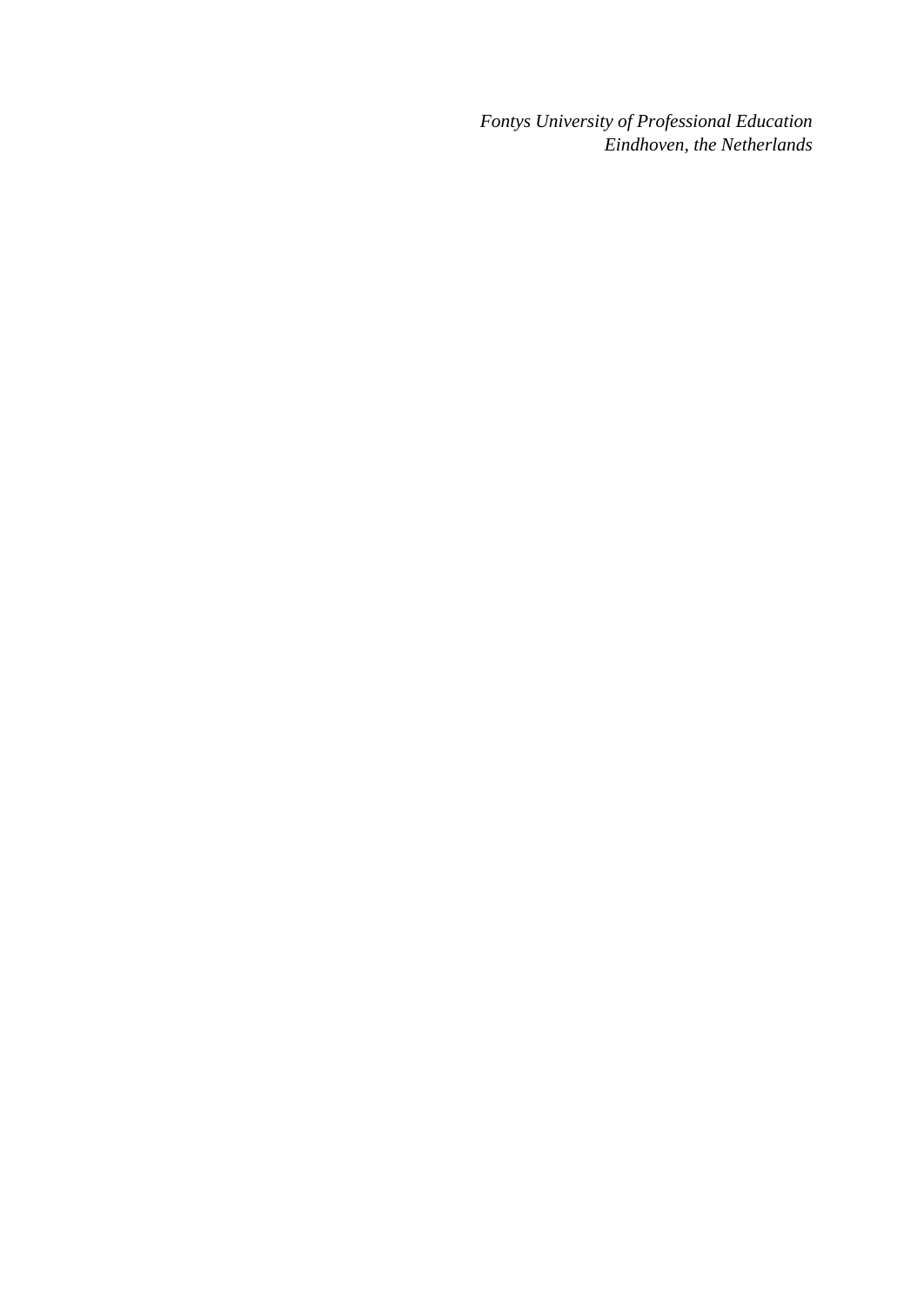*Fontys University of Professional Education*
*Eindhoven, the Netherlands*